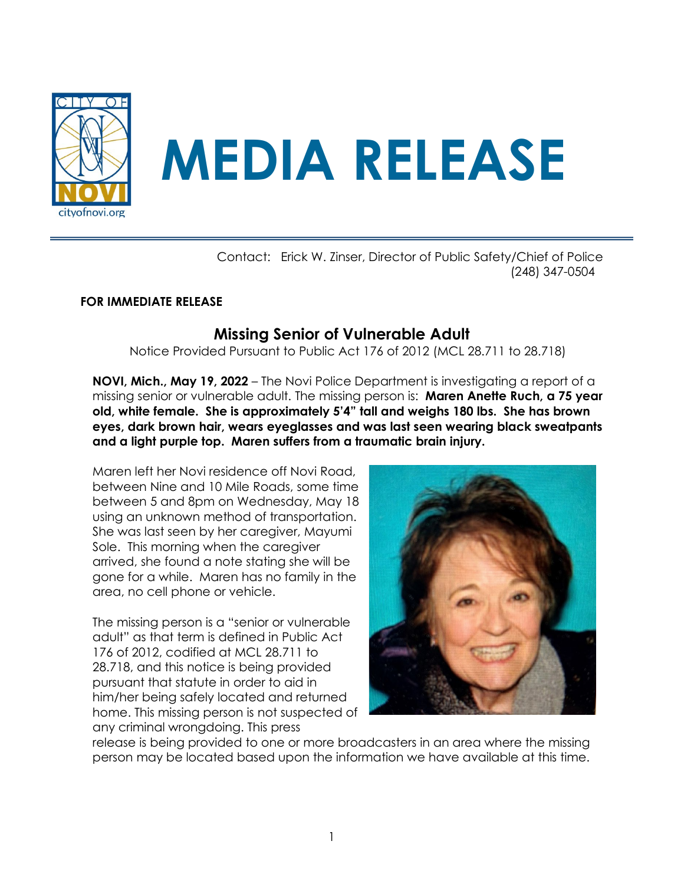# MEDIA RELEASE

Contact: Erick W. Zinser, Director of Public Safety/Chief of Police
(248) 347-0504

**FOR IMMEDIATE RELEASE**

## Missing Senior of Vulnerable Adult

Notice Provided Pursuant to Public Act 176 of 2012 (MCL 28.711 to 28.718)

**NOVI, Mich., May 19, 2022** – The Novi Police Department is investigating a report of a missing senior or vulnerable adult. The missing person is: **Maren Anette Ruch, a 75 year old, white female. She is approximately 5'4" tall and weighs 180 lbs. She has brown eyes, dark brown hair, wears eyeglasses and was last seen wearing black sweatpants and a light purple top. Maren suffers from a traumatic brain injury.**

Maren left her Novi residence off Novi Road, between Nine and 10 Mile Roads, some time between 5 and 8pm on Wednesday, May 18 using an unknown method of transportation. She was last seen by her caregiver, Mayumi Sole. This morning when the caregiver arrived, she found a note stating she will be gone for a while. Maren has no family in the area, no cell phone or vehicle.

The missing person is a "senior or vulnerable adult" as that term is defined in Public Act 176 of 2012, codified at MCL 28.711 to 28.718, and this notice is being provided pursuant that statute in order to aid in him/her being safely located and returned home. This missing person is not suspected of any criminal wrongdoing. This press release is being provided to one or more broadcasters in an area where the missing person may be located based upon the information we have available at this time.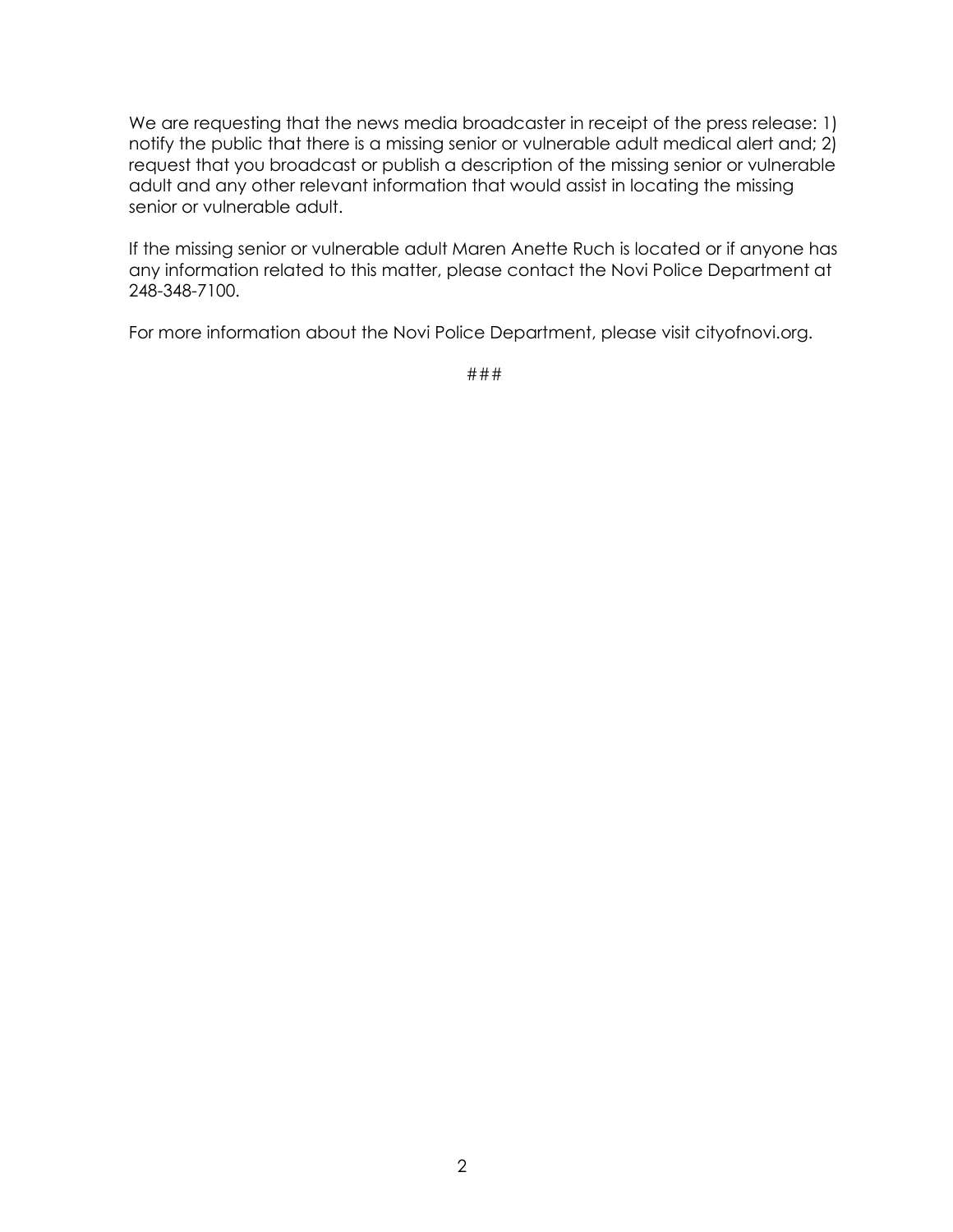We are requesting that the news media broadcaster in receipt of the press release: 1) notify the public that there is a missing senior or vulnerable adult medical alert and; 2) request that you broadcast or publish a description of the missing senior or vulnerable adult and any other relevant information that would assist in locating the missing senior or vulnerable adult.

If the missing senior or vulnerable adult Maren Anette Ruch is located or if anyone has any information related to this matter, please contact the Novi Police Department at 248-348-7100.

For more information about the Novi Police Department, please visit cityofnovi.org.

###